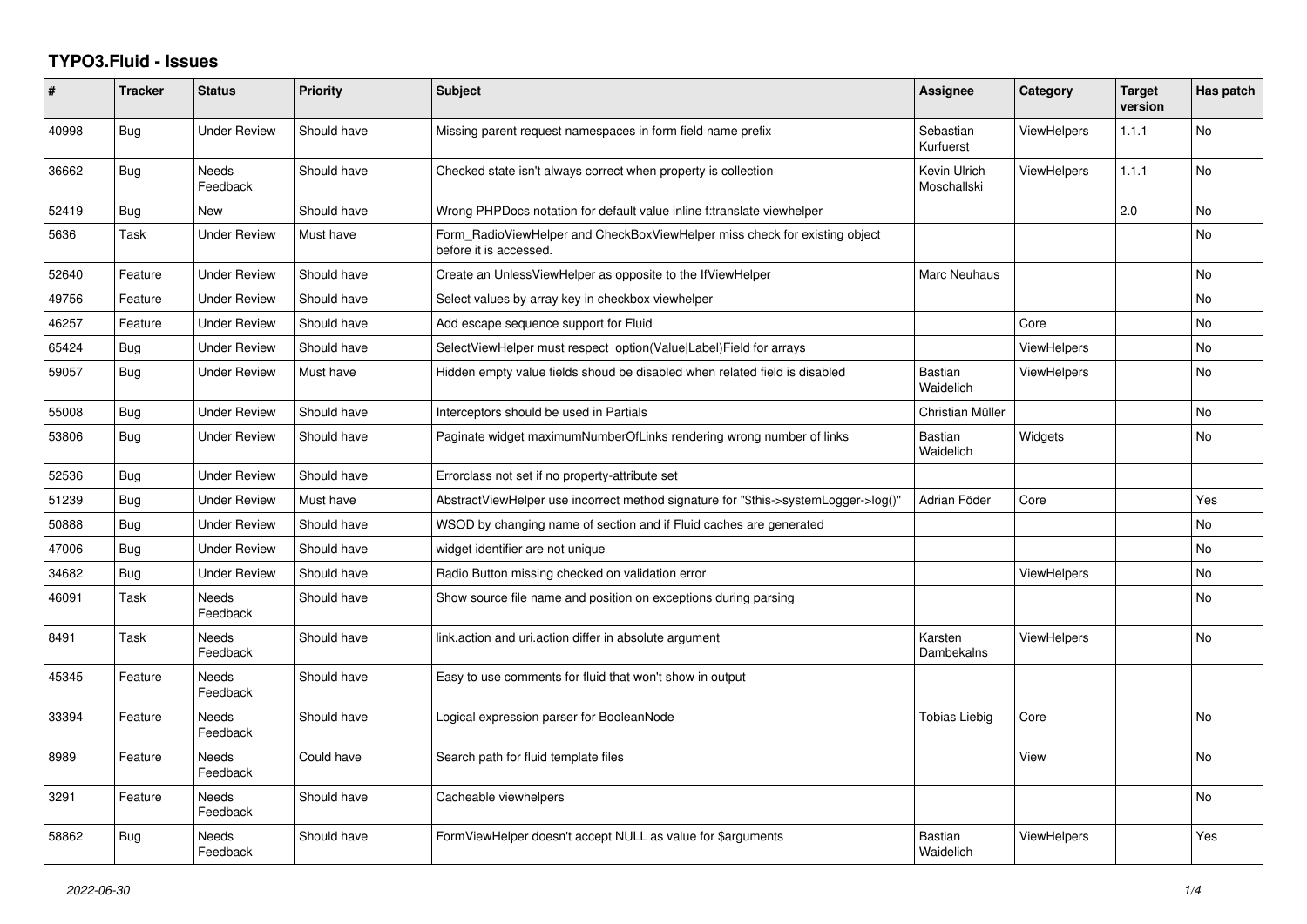# TYPO3.Fluid - Issues

| # | Tracker | Status | Priority | Subject | Assignee | Category | Target version | Has patch |
|---|---|---|---|---|---|---|---|---|
| 40998 | Bug | Under Review | Should have | Missing parent request namespaces in form field name prefix | Sebastian Kurfuerst | ViewHelpers | 1.1.1 | No |
| 36662 | Bug | Needs Feedback | Should have | Checked state isn't always correct when property is collection | Kevin Ulrich Moschallski | ViewHelpers | 1.1.1 | No |
| 52419 | Bug | New | Should have | Wrong PHPDocs notation for default value inline f:translate viewhelper | | | 2.0 | No |
| 5636 | Task | Under Review | Must have | Form_RadioViewHelper and CheckBoxViewHelper miss check for existing object before it is accessed. | | | | No |
| 52640 | Feature | Under Review | Should have | Create an UnlessViewHelper as opposite to the IfViewHelper | Marc Neuhaus | | | No |
| 49756 | Feature | Under Review | Should have | Select values by array key in checkbox viewhelper | | | | No |
| 46257 | Feature | Under Review | Should have | Add escape sequence support for Fluid | | Core | | No |
| 65424 | Bug | Under Review | Should have | SelectViewHelper must respect option(Value\|Label)Field for arrays | | ViewHelpers | | No |
| 59057 | Bug | Under Review | Must have | Hidden empty value fields shoud be disabled when related field is disabled | Bastian Waidelich | ViewHelpers | | No |
| 55008 | Bug | Under Review | Should have | Interceptors should be used in Partials | Christian Müller | | | No |
| 53806 | Bug | Under Review | Should have | Paginate widget maximumNumberOfLinks rendering wrong number of links | Bastian Waidelich | Widgets | | No |
| 52536 | Bug | Under Review | Should have | Errorclass not set if no property-attribute set | | | | |
| 51239 | Bug | Under Review | Must have | AbstractViewHelper use incorrect method signature for "$this->systemLogger->log()" | Adrian Föder | Core | | Yes |
| 50888 | Bug | Under Review | Should have | WSOD by changing name of section and if Fluid caches are generated | | | | No |
| 47006 | Bug | Under Review | Should have | widget identifier are not unique | | | | No |
| 34682 | Bug | Under Review | Should have | Radio Button missing checked on validation error | | ViewHelpers | | No |
| 46091 | Task | Needs Feedback | Should have | Show source file name and position on exceptions during parsing | | | | No |
| 8491 | Task | Needs Feedback | Should have | link.action and uri.action differ in absolute argument | Karsten Dambekalns | ViewHelpers | | No |
| 45345 | Feature | Needs Feedback | Should have | Easy to use comments for fluid that won't show in output | | | | |
| 33394 | Feature | Needs Feedback | Should have | Logical expression parser for BooleanNode | Tobias Liebig | Core | | No |
| 8989 | Feature | Needs Feedback | Could have | Search path for fluid template files | | View | | No |
| 3291 | Feature | Needs Feedback | Should have | Cacheable viewhelpers | | | | No |
| 58862 | Bug | Needs Feedback | Should have | FormViewHelper doesn't accept NULL as value for $arguments | Bastian Waidelich | ViewHelpers | | Yes |

2022-06-30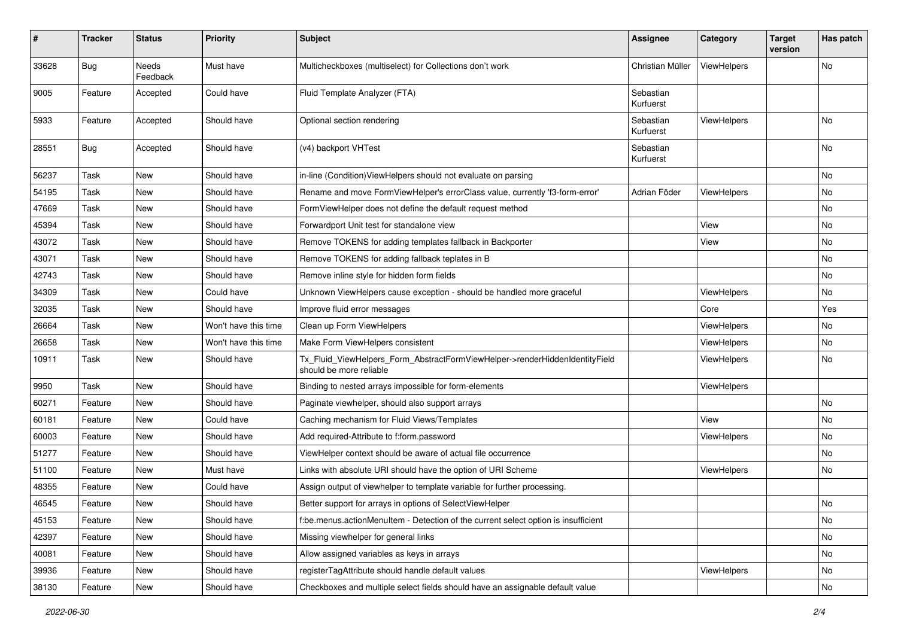| # | Tracker | Status | Priority | Subject | Assignee | Category | Target version | Has patch |
|---|---|---|---|---|---|---|---|---|
| 33628 | Bug | Needs Feedback | Must have | Multicheckboxes (multiselect) for Collections don't work | Christian Müller | ViewHelpers | | No |
| 9005 | Feature | Accepted | Could have | Fluid Template Analyzer (FTA) | Sebastian Kurfuerst | | | |
| 5933 | Feature | Accepted | Should have | Optional section rendering | Sebastian Kurfuerst | ViewHelpers | | No |
| 28551 | Bug | Accepted | Should have | (v4) backport VHTest | Sebastian Kurfuerst | | | No |
| 56237 | Task | New | Should have | in-line (Condition)ViewHelpers should not evaluate on parsing | | | | No |
| 54195 | Task | New | Should have | Rename and move FormViewHelper's errorClass value, currently 'f3-form-error' | Adrian Föder | ViewHelpers | | No |
| 47669 | Task | New | Should have | FormViewHelper does not define the default request method | | | | No |
| 45394 | Task | New | Should have | Forwardport Unit test for standalone view | | View | | No |
| 43072 | Task | New | Should have | Remove TOKENS for adding templates fallback in Backporter | | View | | No |
| 43071 | Task | New | Should have | Remove TOKENS for adding fallback teplates in B | | | | No |
| 42743 | Task | New | Should have | Remove inline style for hidden form fields | | | | No |
| 34309 | Task | New | Could have | Unknown ViewHelpers cause exception - should be handled more graceful | | ViewHelpers | | No |
| 32035 | Task | New | Should have | Improve fluid error messages | | Core | | Yes |
| 26664 | Task | New | Won't have this time | Clean up Form ViewHelpers | | ViewHelpers | | No |
| 26658 | Task | New | Won't have this time | Make Form ViewHelpers consistent | | ViewHelpers | | No |
| 10911 | Task | New | Should have | Tx_Fluid_ViewHelpers_Form_AbstractFormViewHelper->renderHiddenIdentityField should be more reliable | | ViewHelpers | | No |
| 9950 | Task | New | Should have | Binding to nested arrays impossible for form-elements | | ViewHelpers | | |
| 60271 | Feature | New | Should have | Paginate viewhelper, should also support arrays | | | | No |
| 60181 | Feature | New | Could have | Caching mechanism for Fluid Views/Templates | | View | | No |
| 60003 | Feature | New | Should have | Add required-Attribute to f:form.password | | ViewHelpers | | No |
| 51277 | Feature | New | Should have | ViewHelper context should be aware of actual file occurrence | | | | No |
| 51100 | Feature | New | Must have | Links with absolute URI should have the option of URI Scheme | | ViewHelpers | | No |
| 48355 | Feature | New | Could have | Assign output of viewhelper to template variable for further processing. | | | | |
| 46545 | Feature | New | Should have | Better support for arrays in options of SelectViewHelper | | | | No |
| 45153 | Feature | New | Should have | f:be.menus.actionMenuItem - Detection of the current select option is insufficient | | | | No |
| 42397 | Feature | New | Should have | Missing viewhelper for general links | | | | No |
| 40081 | Feature | New | Should have | Allow assigned variables as keys in arrays | | | | No |
| 39936 | Feature | New | Should have | registerTagAttribute should handle default values | | ViewHelpers | | No |
| 38130 | Feature | New | Should have | Checkboxes and multiple select fields should have an assignable default value | | | | No |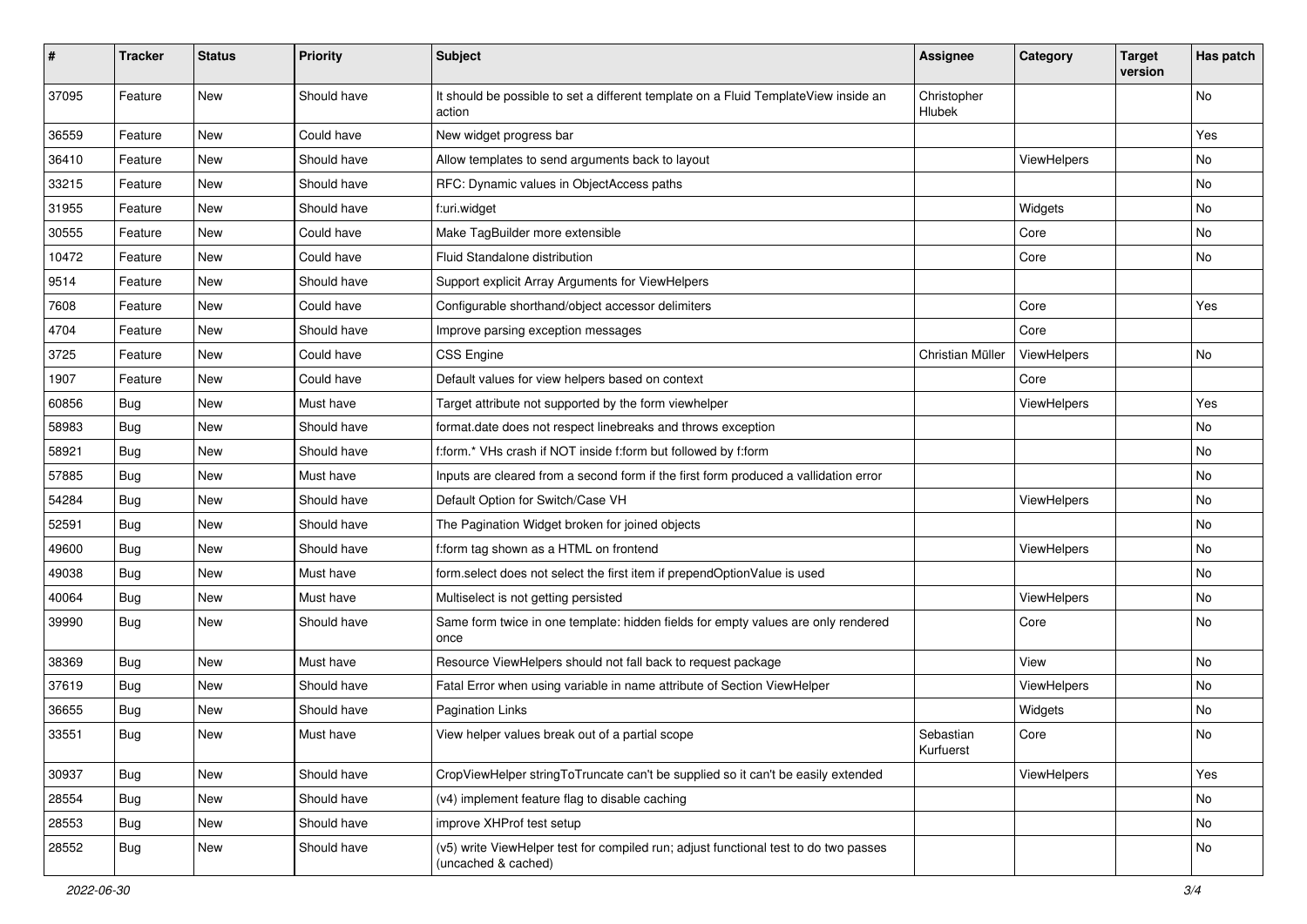| # | Tracker | Status | Priority | Subject | Assignee | Category | Target version | Has patch |
|---|---|---|---|---|---|---|---|---|
| 37095 | Feature | New | Should have | It should be possible to set a different template on a Fluid TemplateView inside an action | Christopher Hlubek | | | No |
| 36559 | Feature | New | Could have | New widget progress bar | | | | Yes |
| 36410 | Feature | New | Should have | Allow templates to send arguments back to layout | | ViewHelpers | | No |
| 33215 | Feature | New | Should have | RFC: Dynamic values in ObjectAccess paths | | | | No |
| 31955 | Feature | New | Should have | f:uri.widget | | Widgets | | No |
| 30555 | Feature | New | Could have | Make TagBuilder more extensible | | Core | | No |
| 10472 | Feature | New | Could have | Fluid Standalone distribution | | Core | | No |
| 9514 | Feature | New | Should have | Support explicit Array Arguments for ViewHelpers | | | | |
| 7608 | Feature | New | Could have | Configurable shorthand/object accessor delimiters | | Core | | Yes |
| 4704 | Feature | New | Should have | Improve parsing exception messages | | Core | | |
| 3725 | Feature | New | Could have | CSS Engine | Christian Müller | ViewHelpers | | No |
| 1907 | Feature | New | Could have | Default values for view helpers based on context | | Core | | |
| 60856 | Bug | New | Must have | Target attribute not supported by the form viewhelper | | ViewHelpers | | Yes |
| 58983 | Bug | New | Should have | format.date does not respect linebreaks and throws exception | | | | No |
| 58921 | Bug | New | Should have | f:form.* VHs crash if NOT inside f:form but followed by f:form | | | | No |
| 57885 | Bug | New | Must have | Inputs are cleared from a second form if the first form produced a vallidation error | | | | No |
| 54284 | Bug | New | Should have | Default Option for Switch/Case VH | | ViewHelpers | | No |
| 52591 | Bug | New | Should have | The Pagination Widget broken for joined objects | | | | No |
| 49600 | Bug | New | Should have | f:form tag shown as a HTML on frontend | | ViewHelpers | | No |
| 49038 | Bug | New | Must have | form.select does not select the first item if prependOptionValue is used | | | | No |
| 40064 | Bug | New | Must have | Multiselect is not getting persisted | | ViewHelpers | | No |
| 39990 | Bug | New | Should have | Same form twice in one template: hidden fields for empty values are only rendered once | | Core | | No |
| 38369 | Bug | New | Must have | Resource ViewHelpers should not fall back to request package | | View | | No |
| 37619 | Bug | New | Should have | Fatal Error when using variable in name attribute of Section ViewHelper | | ViewHelpers | | No |
| 36655 | Bug | New | Should have | Pagination Links | | Widgets | | No |
| 33551 | Bug | New | Must have | View helper values break out of a partial scope | Sebastian Kurfuerst | Core | | No |
| 30937 | Bug | New | Should have | CropViewHelper stringToTruncate can't be supplied so it can't be easily extended | | ViewHelpers | | Yes |
| 28554 | Bug | New | Should have | (v4) implement feature flag to disable caching | | | | No |
| 28553 | Bug | New | Should have | improve XHProf test setup | | | | No |
| 28552 | Bug | New | Should have | (v5) write ViewHelper test for compiled run; adjust functional test to do two passes (uncached & cached) | | | | No |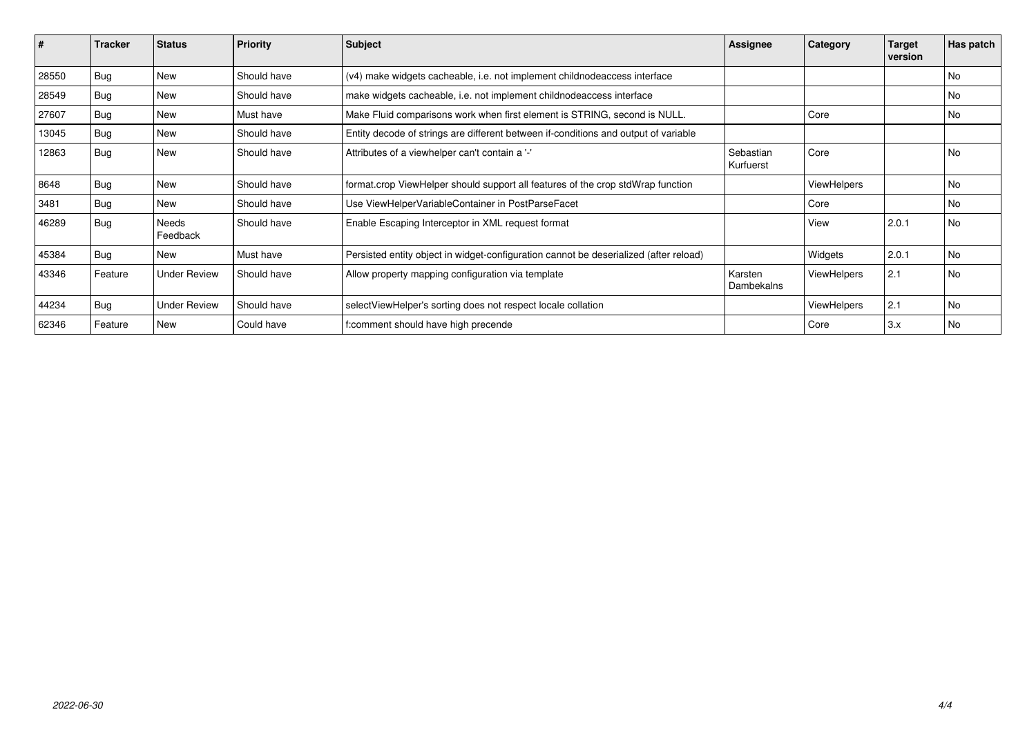| # | Tracker | Status | Priority | Subject | Assignee | Category | Target version | Has patch |
|---|---|---|---|---|---|---|---|---|
| 28550 | Bug | New | Should have | (v4) make widgets cacheable, i.e. not implement childnodeaccess interface | | | | No |
| 28549 | Bug | New | Should have | make widgets cacheable, i.e. not implement childnodeaccess interface | | | | No |
| 27607 | Bug | New | Must have | Make Fluid comparisons work when first element is STRING, second is NULL. | | Core | | No |
| 13045 | Bug | New | Should have | Entity decode of strings are different between if-conditions and output of variable | | | | |
| 12863 | Bug | New | Should have | Attributes of a viewhelper can't contain a '-' | Sebastian Kurfuerst | Core | | No |
| 8648 | Bug | New | Should have | format.crop ViewHelper should support all features of the crop stdWrap function | | ViewHelpers | | No |
| 3481 | Bug | New | Should have | Use ViewHelperVariableContainer in PostParseFacet | | Core | | No |
| 46289 | Bug | Needs Feedback | Should have | Enable Escaping Interceptor in XML request format | | View | 2.0.1 | No |
| 45384 | Bug | New | Must have | Persisted entity object in widget-configuration cannot be deserialized (after reload) | | Widgets | 2.0.1 | No |
| 43346 | Feature | Under Review | Should have | Allow property mapping configuration via template | Karsten Dambekalns | ViewHelpers | 2.1 | No |
| 44234 | Bug | Under Review | Should have | selectViewHelper's sorting does not respect locale collation | | ViewHelpers | 2.1 | No |
| 62346 | Feature | New | Could have | f:comment should have high precende | | Core | 3.x | No |

*2022-06-30*